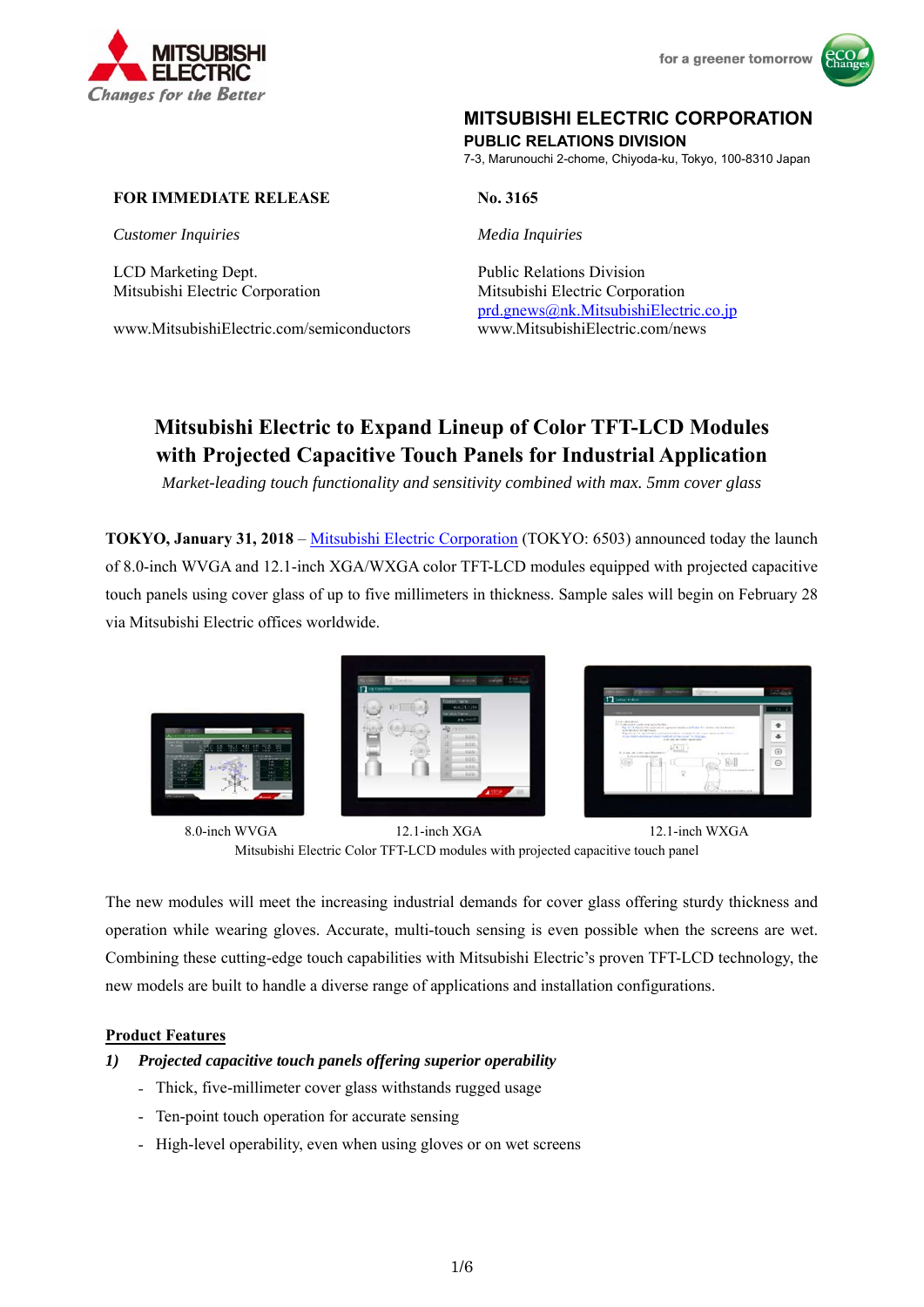MITSUBISHI ELECTRIC
Changes for the Better

for a greener tomorrow

**MITSUBISHI ELECTRIC CORPORATION**
**PUBLIC RELATIONS DIVISION**
7-3, Marunouchi 2-chome, Chiyoda-ku, Tokyo, 100-8310 Japan

**FOR IMMEDIATE RELEASE**

**No. 3165**

*Customer Inquiries*

LCD Marketing Dept.
Mitsubishi Electric Corporation

www.MitsubishiElectric.com/semiconductors

*Media Inquiries*

Public Relations Division
Mitsubishi Electric Corporation
prd.gnews@nk.MitsubishiElectric.co.jp
www.MitsubishiElectric.com/news

# Mitsubishi Electric to Expand Lineup of Color TFT-LCD Modules with Projected Capacitive Touch Panels for Industrial Application

*Market-leading touch functionality and sensitivity combined with max. 5mm cover glass*

**TOKYO, January 31, 2018** – Mitsubishi Electric Corporation (TOKYO: 6503) announced today the launch of 8.0-inch WVGA and 12.1-inch XGA/WXGA color TFT-LCD modules equipped with projected capacitive touch panels using cover glass of up to five millimeters in thickness. Sample sales will begin on February 28 via Mitsubishi Electric offices worldwide.

8.0-inch WVGA 12.1-inch XGA 12.1-inch WXGA

Mitsubishi Electric Color TFT-LCD modules with projected capacitive touch panel

The new modules will meet the increasing industrial demands for cover glass offering sturdy thickness and operation while wearing gloves. Accurate, multi-touch sensing is even possible when the screens are wet. Combining these cutting-edge touch capabilities with Mitsubishi Electric's proven TFT-LCD technology, the new models are built to handle a diverse range of applications and installation configurations.

## Product Features

***1) Projected capacitive touch panels offering superior operability***

- Thick, five-millimeter cover glass withstands rugged usage
- Ten-point touch operation for accurate sensing
- High-level operability, even when using gloves or on wet screens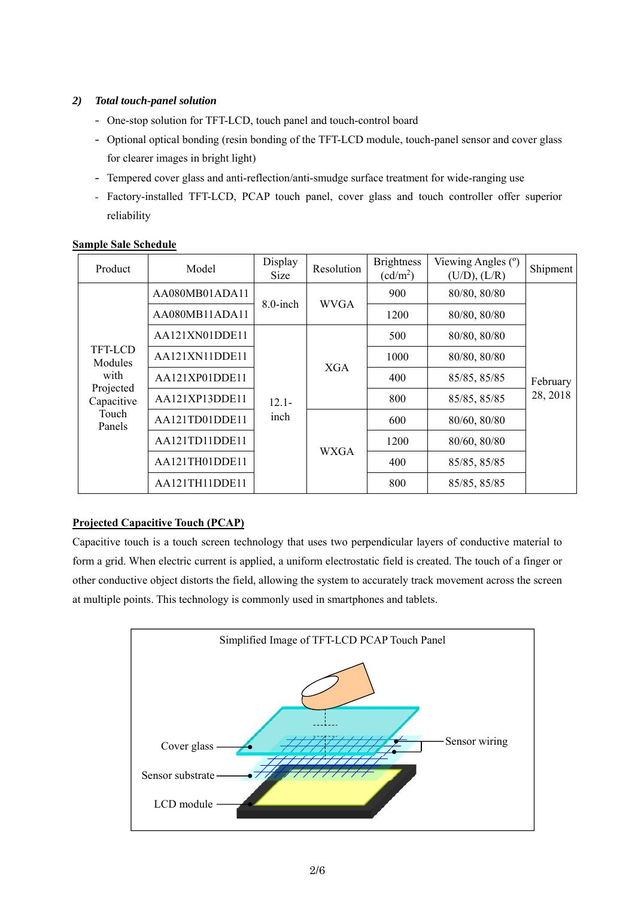***2) Total touch-panel solution***

- One-stop solution for TFT-LCD, touch panel and touch-control board
- Optional optical bonding (resin bonding of the TFT-LCD module, touch-panel sensor and cover glass for clearer images in bright light)
- Tempered cover glass and anti-reflection/anti-smudge surface treatment for wide-ranging use
- Factory-installed TFT-LCD, PCAP touch panel, cover glass and touch controller offer superior reliability

**Sample Sale Schedule**

| Product | Model | Display Size | Resolution | Brightness (cd/m$^2$) | Viewing Angles (º) (U/D), (L/R) | Shipment |
|---|---|---|---|---|---|---|
| TFT-LCD Modules with Projected Capacitive Touch Panels | AA080MB01ADA11 | 8.0-inch | WVGA | 900 | 80/80, 80/80 | February 28, 2018 |
| | AA080MB11ADA11 | | | 1200 | 80/80, 80/80 | |
| | AA121XN01DDE11 | 12.1-inch | XGA | 500 | 80/80, 80/80 | |
| | AA121XN11DDE11 | | | 1000 | 80/80, 80/80 | |
| | AA121XP01DDE11 | | | 400 | 85/85, 85/85 | |
| | AA121XP13DDE11 | | | 800 | 85/85, 85/85 | |
| | AA121TD01DDE11 | | WXGA | 600 | 80/60, 80/80 | |
| | AA121TD11DDE11 | | | 1200 | 80/60, 80/80 | |
| | AA121TH01DDE11 | | | 400 | 85/85, 85/85 | |
| | AA121TH11DDE11 | | | 800 | 85/85, 85/85 | |

**Projected Capacitive Touch (PCAP)**

Capacitive touch is a touch screen technology that uses two perpendicular layers of conductive material to form a grid. When electric current is applied, a uniform electrostatic field is created. The touch of a finger or other conductive object distorts the field, allowing the system to accurately track movement across the screen at multiple points. This technology is commonly used in smartphones and tablets.

Simplified Image of TFT-LCD PCAP Touch Panel

Cover glass

Sensor substrate

LCD module

Sensor wiring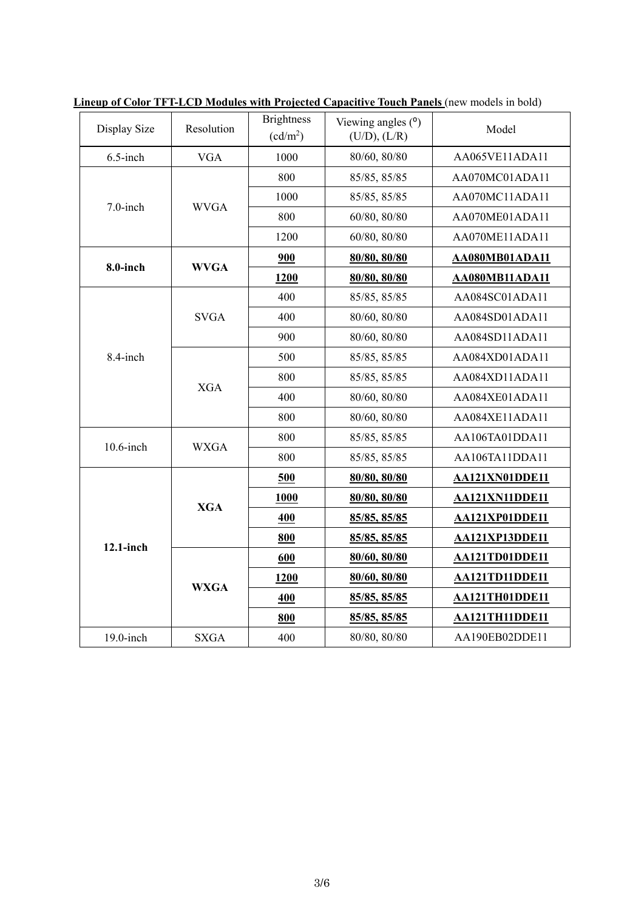**Lineup of Color TFT-LCD Modules with Projected Capacitive Touch Panels** (new models in bold)

| Display Size | Resolution | Brightness (cd/m$^2$) | Viewing angles (°) (U/D), (L/R) | Model |
|---|---|---|---|---|
| 6.5-inch | VGA | 1000 | 80/60, 80/80 | AA065VE11ADA11 |
| 7.0-inch | WVGA | 800 | 85/85, 85/85 | AA070MC01ADA11 |
| | | 1000 | 85/85, 85/85 | AA070MC11ADA11 |
| | | 800 | 60/80, 80/80 | AA070ME01ADA11 |
| | | 1200 | 60/80, 80/80 | AA070ME11ADA11 |
| **8.0-inch** | **WVGA** | **900** | **80/80, 80/80** | **AA080MB01ADA11** |
| | | **1200** | **80/80, 80/80** | **AA080MB11ADA11** |
| 8.4-inch | SVGA | 400 | 85/85, 85/85 | AA084SC01ADA11 |
| | | 400 | 80/60, 80/80 | AA084SD01ADA11 |
| | | 900 | 80/60, 80/80 | AA084SD11ADA11 |
| | XGA | 500 | 85/85, 85/85 | AA084XD01ADA11 |
| | | 800 | 85/85, 85/85 | AA084XD11ADA11 |
| | | 400 | 80/60, 80/80 | AA084XE01ADA11 |
| | | 800 | 80/60, 80/80 | AA084XE11ADA11 |
| 10.6-inch | WXGA | 800 | 85/85, 85/85 | AA106TA01DDA11 |
| | | 800 | 85/85, 85/85 | AA106TA11DDA11 |
| **12.1-inch** | **XGA** | **500** | **80/80, 80/80** | **AA121XN01DDE11** |
| | | **1000** | **80/80, 80/80** | **AA121XN11DDE11** |
| | | **400** | **85/85, 85/85** | **AA121XP01DDE11** |
| | | **800** | **85/85, 85/85** | **AA121XP13DDE11** |
| | **WXGA** | **600** | **80/60, 80/80** | **AA121TD01DDE11** |
| | | **1200** | **80/60, 80/80** | **AA121TD11DDE11** |
| | | **400** | **85/85, 85/85** | **AA121TH01DDE11** |
| | | **800** | **85/85, 85/85** | **AA121TH11DDE11** |
| 19.0-inch | SXGA | 400 | 80/80, 80/80 | AA190EB02DDE11 |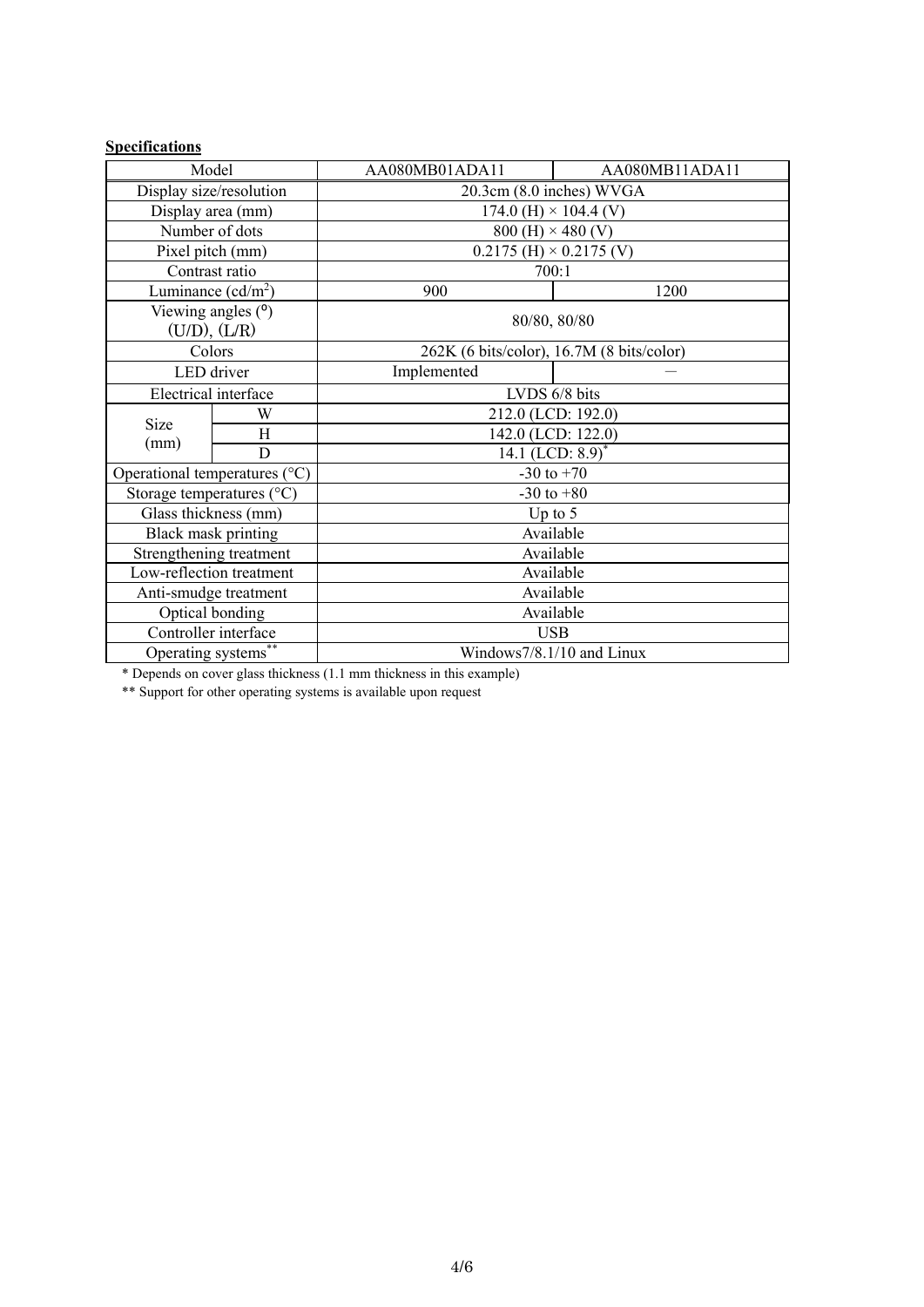**Specifications**

| Model | | AA080MB01ADA11 | AA080MB11ADA11 |
|---|---|---|---|
| Display size/resolution | | 20.3cm (8.0 inches) WVGA | |
| Display area (mm) | | 174.0 (H) × 104.4 (V) | |
| Number of dots | | 800 (H) × 480 (V) | |
| Pixel pitch (mm) | | 0.2175 (H) × 0.2175 (V) | |
| Contrast ratio | | 700:1 | |
| Luminance (cd/m$^2$) | | 900 | 1200 |
| Viewing angles (°) (U/D), (L/R) | | 80/80, 80/80 | |
| Colors | | 262K (6 bits/color), 16.7M (8 bits/color) | |
| LED driver | | Implemented | — |
| Electrical interface | | LVDS 6/8 bits | |
| Size (mm) | W | 212.0 (LCD: 192.0) | |
| | H | 142.0 (LCD: 122.0) | |
| | D | 14.1 (LCD: 8.9)* | |
| Operational temperatures (°C) | | -30 to +70 | |
| Storage temperatures (°C) | | -30 to +80 | |
| Glass thickness (mm) | | Up to 5 | |
| Black mask printing | | Available | |
| Strengthening treatment | | Available | |
| Low-reflection treatment | | Available | |
| Anti-smudge treatment | | Available | |
| Optical bonding | | Available | |
| Controller interface | | USB | |
| Operating systems** | | Windows7/8.1/10 and Linux | |

\* Depends on cover glass thickness (1.1 mm thickness in this example)

\*\* Support for other operating systems is available upon request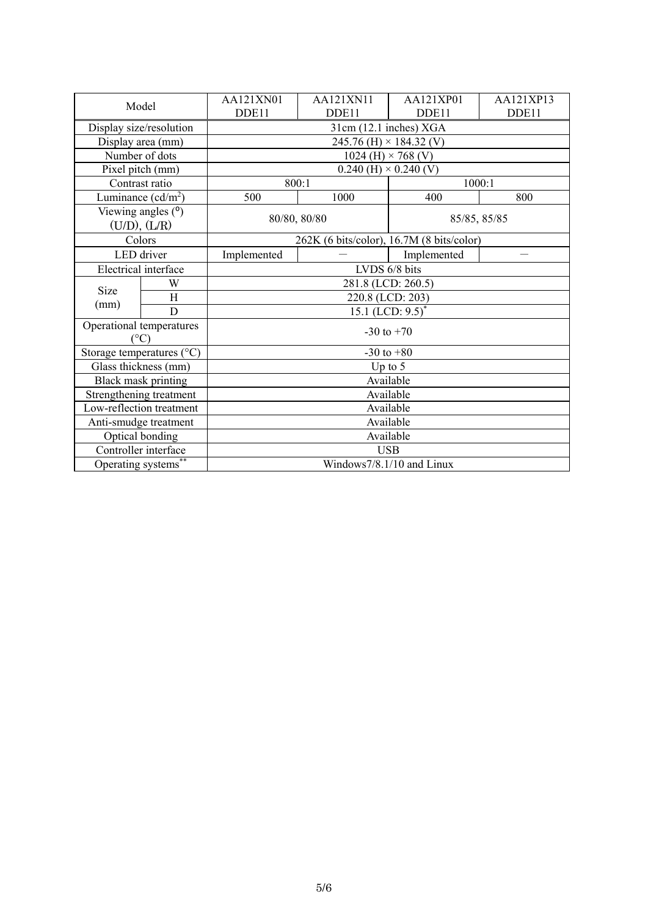| Model | | AA121XN01 DDE11 | AA121XN11 DDE11 | AA121XP01 DDE11 | AA121XP13 DDE11 |
|---|---|---|---|---|---|
| Display size/resolution | | 31cm (12.1 inches) XGA | | | |
| Display area (mm) | | 245.76 (H) × 184.32 (V) | | | |
| Number of dots | | 1024 (H) × 768 (V) | | | |
| Pixel pitch (mm) | | 0.240 (H) × 0.240 (V) | | | |
| Contrast ratio | | 800:1 | | 1000:1 | |
| Luminance (cd/m$^2$) | | 500 | 1000 | 400 | 800 |
| Viewing angles (°) (U/D), (L/R) | | 80/80, 80/80 | | 85/85, 85/85 | |
| Colors | | 262K (6 bits/color), 16.7M (8 bits/color) | | | |
| LED driver | | Implemented | – | Implemented | – |
| Electrical interface | | LVDS 6/8 bits | | | |
| Size (mm) | W | 281.8 (LCD: 260.5) | | | |
| | H | 220.8 (LCD: 203) | | | |
| | D | 15.1 (LCD: 9.5)* | | | |
| Operational temperatures (°C) | | -30 to +70 | | | |
| Storage temperatures (°C) | | -30 to +80 | | | |
| Glass thickness (mm) | | Up to 5 | | | |
| Black mask printing | | Available | | | |
| Strengthening treatment | | Available | | | |
| Low-reflection treatment | | Available | | | |
| Anti-smudge treatment | | Available | | | |
| Optical bonding | | Available | | | |
| Controller interface | | USB | | | |
| Operating systems** | | Windows7/8.1/10 and Linux | | | |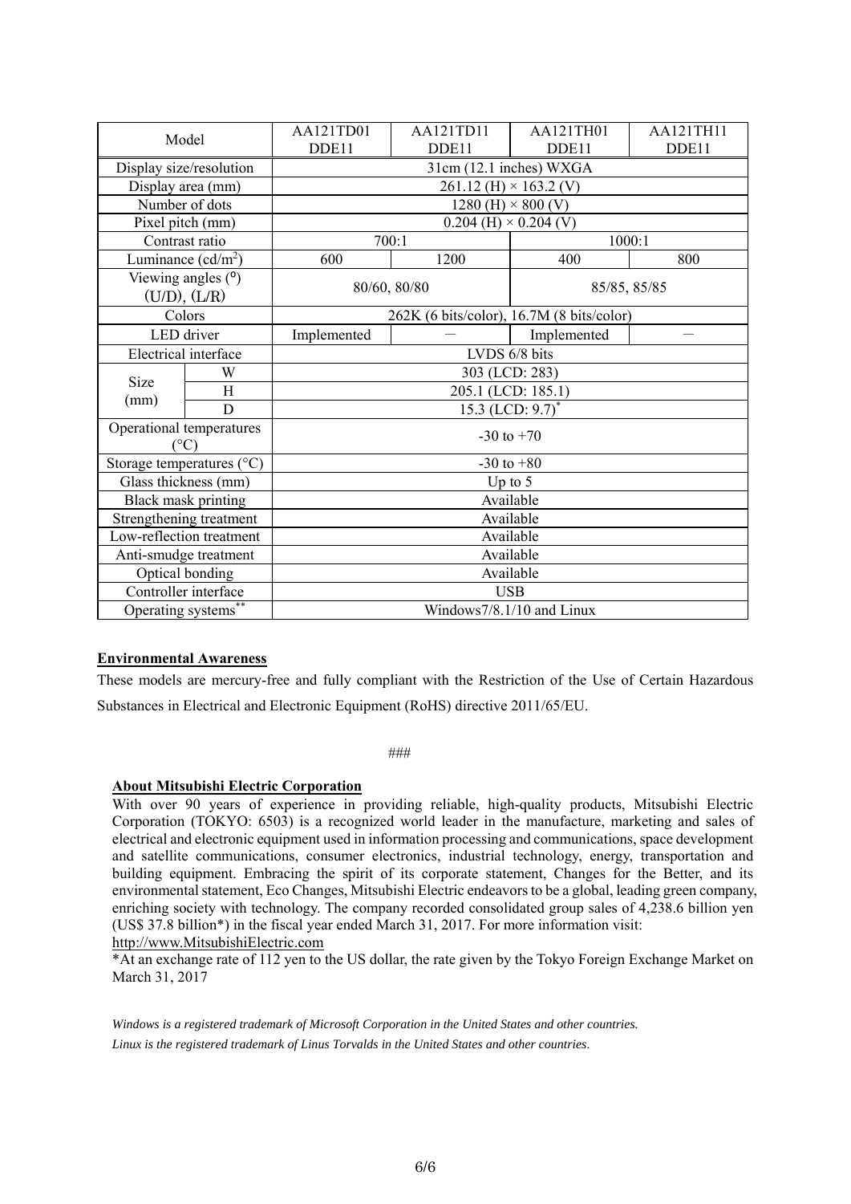| Model | | AA121TD01 DDE11 | AA121TD11 DDE11 | AA121TH01 DDE11 | AA121TH11 DDE11 |
|---|---|---|---|---|---|
| Display size/resolution | | 31cm (12.1 inches) WXGA | | | |
| Display area (mm) | | 261.12 (H) × 163.2 (V) | | | |
| Number of dots | | 1280 (H) × 800 (V) | | | |
| Pixel pitch (mm) | | 0.204 (H) × 0.204 (V) | | | |
| Contrast ratio | | 700:1 | | 1000:1 | |
| Luminance (cd/m$^2$) | | 600 | 1200 | 400 | 800 |
| Viewing angles (°) (U/D), (L/R) | | 80/60, 80/80 | | 85/85, 85/85 | |
| Colors | | 262K (6 bits/color), 16.7M (8 bits/color) | | | |
| LED driver | | Implemented | — | Implemented | — |
| Electrical interface | | LVDS 6/8 bits | | | |
| Size (mm) | W | 303 (LCD: 283) | | | |
| | H | 205.1 (LCD: 185.1) | | | |
| | D | 15.3 (LCD: 9.7)* | | | |
| Operational temperatures (°C) | | -30 to +70 | | | |
| Storage temperatures (°C) | | -30 to +80 | | | |
| Glass thickness (mm) | | Up to 5 | | | |
| Black mask printing | | Available | | | |
| Strengthening treatment | | Available | | | |
| Low-reflection treatment | | Available | | | |
| Anti-smudge treatment | | Available | | | |
| Optical bonding | | Available | | | |
| Controller interface | | USB | | | |
| Operating systems** | | Windows7/8.1/10 and Linux | | | |

**Environmental Awareness**

These models are mercury-free and fully compliant with the Restriction of the Use of Certain Hazardous Substances in Electrical and Electronic Equipment (RoHS) directive 2011/65/EU.

###

**About Mitsubishi Electric Corporation**

With over 90 years of experience in providing reliable, high-quality products, Mitsubishi Electric Corporation (TOKYO: 6503) is a recognized world leader in the manufacture, marketing and sales of electrical and electronic equipment used in information processing and communications, space development and satellite communications, consumer electronics, industrial technology, energy, transportation and building equipment. Embracing the spirit of its corporate statement, Changes for the Better, and its environmental statement, Eco Changes, Mitsubishi Electric endeavors to be a global, leading green company, enriching society with technology. The company recorded consolidated group sales of 4,238.6 billion yen (US$ 37.8 billion*) in the fiscal year ended March 31, 2017. For more information visit: http://www.MitsubishiElectric.com

*At an exchange rate of 112 yen to the US dollar, the rate given by the Tokyo Foreign Exchange Market on March 31, 2017

*Windows is a registered trademark of Microsoft Corporation in the United States and other countries.*

*Linux is the registered trademark of Linus Torvalds in the United States and other countries.*